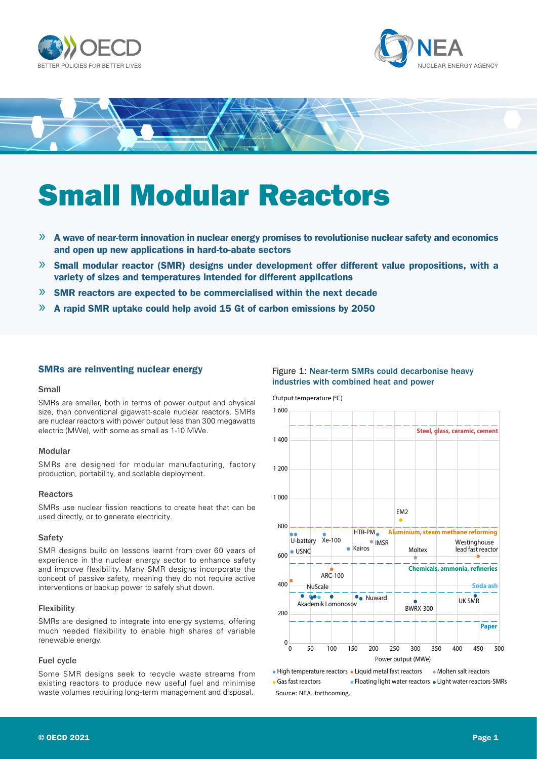# Small Modular Reactors

- A wave of near-term innovation in nuclear energy promises to revolutionise nuclear safety and economics and open up new applications in hard-to-abate sectors
- Small modular reactor (SMR) designs under development offer different value propositions, with a variety of sizes and temperatures intended for different applications
- SMR reactors are expected to be commercialised within the next decade
- A rapid SMR uptake could help avoid 15 Gt of carbon emissions by 2050

## SMRs are reinventing nuclear energy

### Small

SMRs are smaller, both in terms of power output and physical size, than conventional gigawatt-scale nuclear reactors. SMRs are nuclear reactors with power output less than 300 megawatts electric (MWe), with some as small as 1-10 MWe.

### Modular

SMRs are designed for modular manufacturing, factory production, portability, and scalable deployment.

### Reactors

SMRs use nuclear fission reactions to create heat that can be used directly, or to generate electricity.

### Safety

SMR designs build on lessons learnt from over 60 years of experience in the nuclear energy sector to enhance safety and improve flexibility. Many SMR designs incorporate the concept of passive safety, meaning they do not require active interventions or backup power to safely shut down.

### Flexibility

SMRs are designed to integrate into energy systems, offering much needed flexibility to enable high shares of variable renewable energy.

### Fuel cycle

Some SMR designs seek to recycle waste streams from existing reactors to produce new useful fuel and minimise waste volumes requiring long-term management and disposal.

Figure 1: Near-term SMRs could decarbonise heavy industries with combined heat and power

Output temperature (°C)

Steel, glass, ceramic, cement

EM2

HTR-PM | Aluminium, steam methane reforming

U-battery | Xe-100 | IMSR | Westinghouse lead fast reactor

USNC | Kairos | Moltex

Chemicals, ammonia, refineries

ARC-100

NuScale | Soda ash

Nuward | UK SMR

Akademik Lomonosov | BWRX-300

Paper

Power output (MWe)

High temperature reactors | Liquid metal fast reactors | Molten salt reactors | Gas fast reactors | Floating light water reactors | Light water reactors-SMRs

Source: NEA, forthcoming.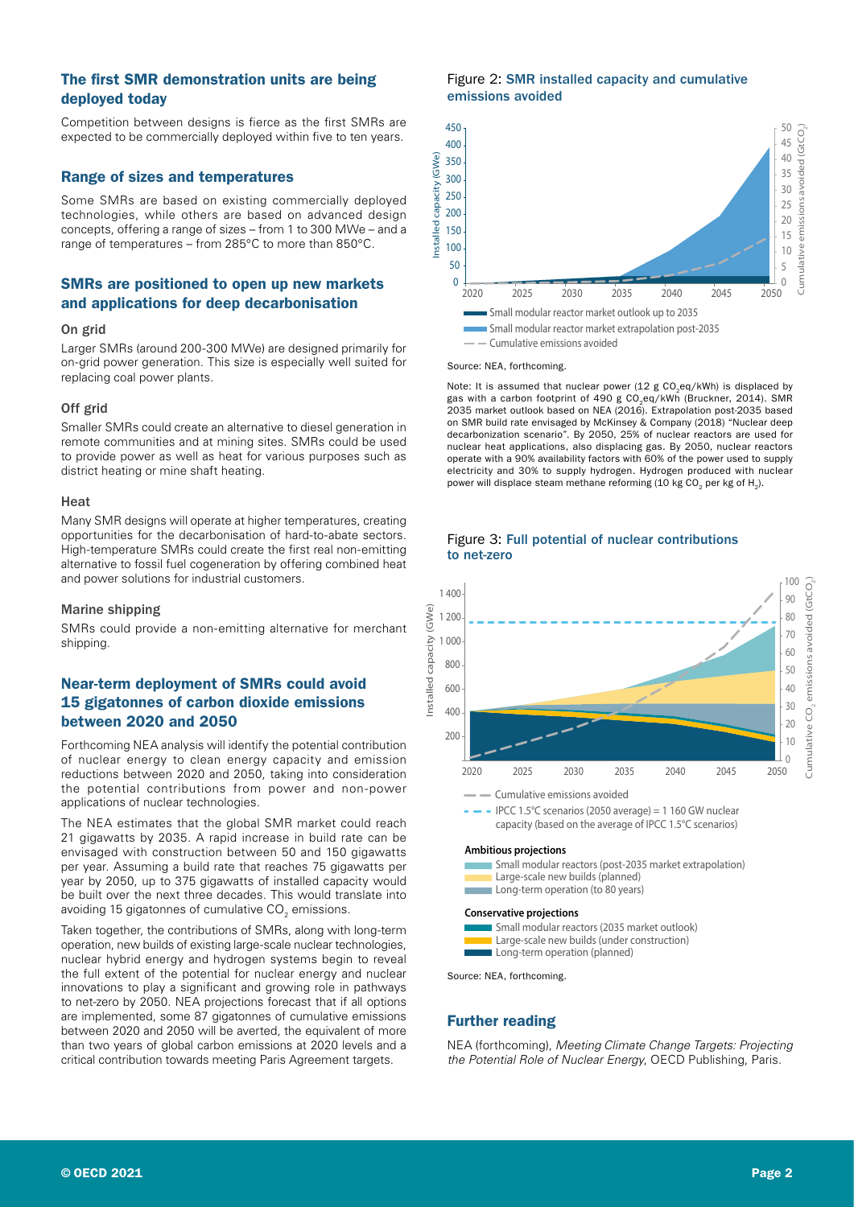## The first SMR demonstration units are being deployed today

Competition between designs is fierce as the first SMRs are expected to be commercially deployed within five to ten years.

## Range of sizes and temperatures

Some SMRs are based on existing commercially deployed technologies, while others are based on advanced design concepts, offering a range of sizes – from 1 to 300 MWe – and a range of temperatures – from 285°C to more than 850°C.

## SMRs are positioned to open up new markets and applications for deep decarbonisation

### On grid

Larger SMRs (around 200-300 MWe) are designed primarily for on-grid power generation. This size is especially well suited for replacing coal power plants.

### Off grid

Smaller SMRs could create an alternative to diesel generation in remote communities and at mining sites. SMRs could be used to provide power as well as heat for various purposes such as district heating or mine shaft heating.

### Heat

Many SMR designs will operate at higher temperatures, creating opportunities for the decarbonisation of hard-to-abate sectors. High-temperature SMRs could create the first real non-emitting alternative to fossil fuel cogeneration by offering combined heat and power solutions for industrial customers.

### Marine shipping

SMRs could provide a non-emitting alternative for merchant shipping.

## Near-term deployment of SMRs could avoid 15 gigatonnes of carbon dioxide emissions between 2020 and 2050

Forthcoming NEA analysis will identify the potential contribution of nuclear energy to clean energy capacity and emission reductions between 2020 and 2050, taking into consideration the potential contributions from power and non-power applications of nuclear technologies.

The NEA estimates that the global SMR market could reach 21 gigawatts by 2035. A rapid increase in build rate can be envisaged with construction between 50 and 150 gigawatts per year. Assuming a build rate that reaches 75 gigawatts per year by 2050, up to 375 gigawatts of installed capacity would be built over the next three decades. This would translate into avoiding 15 gigatonnes of cumulative $CO_2$ emissions.

Taken together, the contributions of SMRs, along with long-term operation, new builds of existing large-scale nuclear technologies, nuclear hybrid energy and hydrogen systems begin to reveal the full extent of the potential for nuclear energy and nuclear innovations to play a significant and growing role in pathways to net-zero by 2050. NEA projections forecast that if all options are implemented, some 87 gigatonnes of cumulative emissions between 2020 and 2050 will be averted, the equivalent of more than two years of global carbon emissions at 2020 levels and a critical contribution towards meeting Paris Agreement targets.

Figure 2: **SMR installed capacity and cumulative emissions avoided**

Installed capacity (GWe)
0
50
100
150
200
250
300
350
400
450

Cumulative emissions avoided ($GtCO_2$)
0
5
10
15
20
25
30
35
40
45
50

2020
2025
2030
2035
2040
2045
2050

Small modular reactor market outlook up to 2035
Small modular reactor market extrapolation post-2035
Cumulative emissions avoided

Source: NEA, forthcoming.

Note: It is assumed that nuclear power (12 g $CO_2$eq/kWh) is displaced by gas with a carbon footprint of 490 g $CO_2$eq/kWh (Bruckner, 2014). SMR 2035 market outlook based on NEA (2016). Extrapolation post-2035 based on SMR build rate envisaged by McKinsey & Company (2018) "Nuclear deep decarbonization scenario". By 2050, 25% of nuclear reactors are used for nuclear heat applications, also displacing gas. By 2050, nuclear reactors operate with a 90% availability factors with 60% of the power used to supply electricity and 30% to supply hydrogen. Hydrogen produced with nuclear power will displace steam methane reforming (10 kg $CO_2$ per kg of $H_2$).

Figure 3: **Full potential of nuclear contributions to net-zero**

Installed capacity (GWe)
200
400
600
800
1 000
1 200
1 400

Cumulative $CO_2$ emissions avoided ($GtCO_2$)
0
10
20
30
40
50
60
70
80
90
100

2020
2025
2030
2035
2040
2045
2050

Cumulative emissions avoided
IPCC 1.5°C scenarios (2050 average) = 1 160 GW nuclear capacity (based on the average of IPCC 1.5°C scenarios)

**Ambitious projections**
Small modular reactors (post-2035 market extrapolation)
Large-scale new builds (planned)
Long-term operation (to 80 years)

**Conservative projections**
Small modular reactors (2035 market outlook)
Large-scale new builds (under construction)
Long-term operation (planned)

Source: NEA, forthcoming.

## Further reading

NEA (forthcoming), *Meeting Climate Change Targets: Projecting the Potential Role of Nuclear Energy*, OECD Publishing, Paris.

© OECD 2021